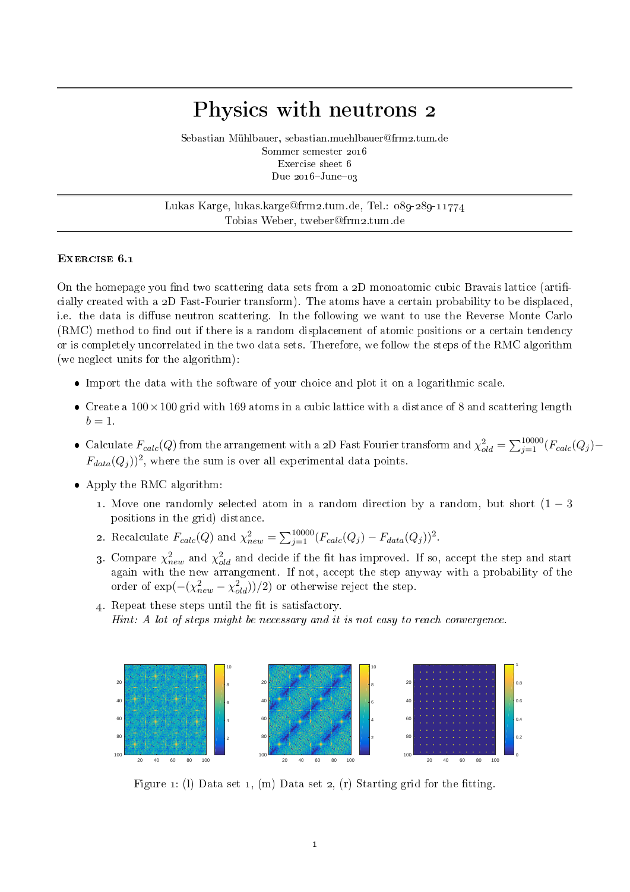# Physics with neutrons 2

Sebastian Mühlbauer, sebastian.muehlbauer@frm2.tum.de
Sommer semester 2016
Exercise sheet 6
Due 2016–June–03

Lukas Karge, lukas.karge@frm2.tum.de, Tel.: 089-289-11774
Tobias Weber, tweber@frm2.tum.de

## Exercise 6.1

On the homepage you find two scattering data sets from a 2D monoatomic cubic Bravais lattice (artificially created with a 2D Fast-Fourier transform). The atoms have a certain probability to be displaced, i.e. the data is diffuse neutron scattering. In the following we want to use the Reverse Monte Carlo (RMC) method to find out if there is a random displacement of atomic positions or a certain tendency or is completely uncorrelated in the two data sets. Therefore, we follow the steps of the RMC algorithm (we neglect units for the algorithm):

- Import the data with the software of your choice and plot it on a logarithmic scale.
- Create a $100 \times 100$ grid with 169 atoms in a cubic lattice with a distance of 8 and scattering length $b = 1$.
- Calculate $F_{calc}(Q)$ from the arrangement with a 2D Fast Fourier transform and $\chi^2_{old} = \sum_{j=1}^{10000}(F_{calc}(Q_j) - F_{data}(Q_j))^2$, where the sum is over all experimental data points.
- Apply the RMC algorithm:
  1. Move one randomly selected atom in a random direction by a random, but short ($1-3$ positions in the grid) distance.
  2. Recalculate $F_{calc}(Q)$ and $\chi^2_{new} = \sum_{j=1}^{10000}(F_{calc}(Q_j) - F_{data}(Q_j))^2$.
  3. Compare $\chi^2_{new}$ and $\chi^2_{old}$ and decide if the fit has improved. If so, accept the step and start again with the new arrangement. If not, accept the step anyway with a probability of the order of $\exp(-(\chi^2_{new} - \chi^2_{old}))/2)$ or otherwise reject the step.
  4. Repeat these steps until the fit is satisfactory.
     *Hint: A lot of steps might be necessary and it is not easy to reach convergence.*

Figure 1: (l) Data set 1, (m) Data set 2, (r) Starting grid for the fitting.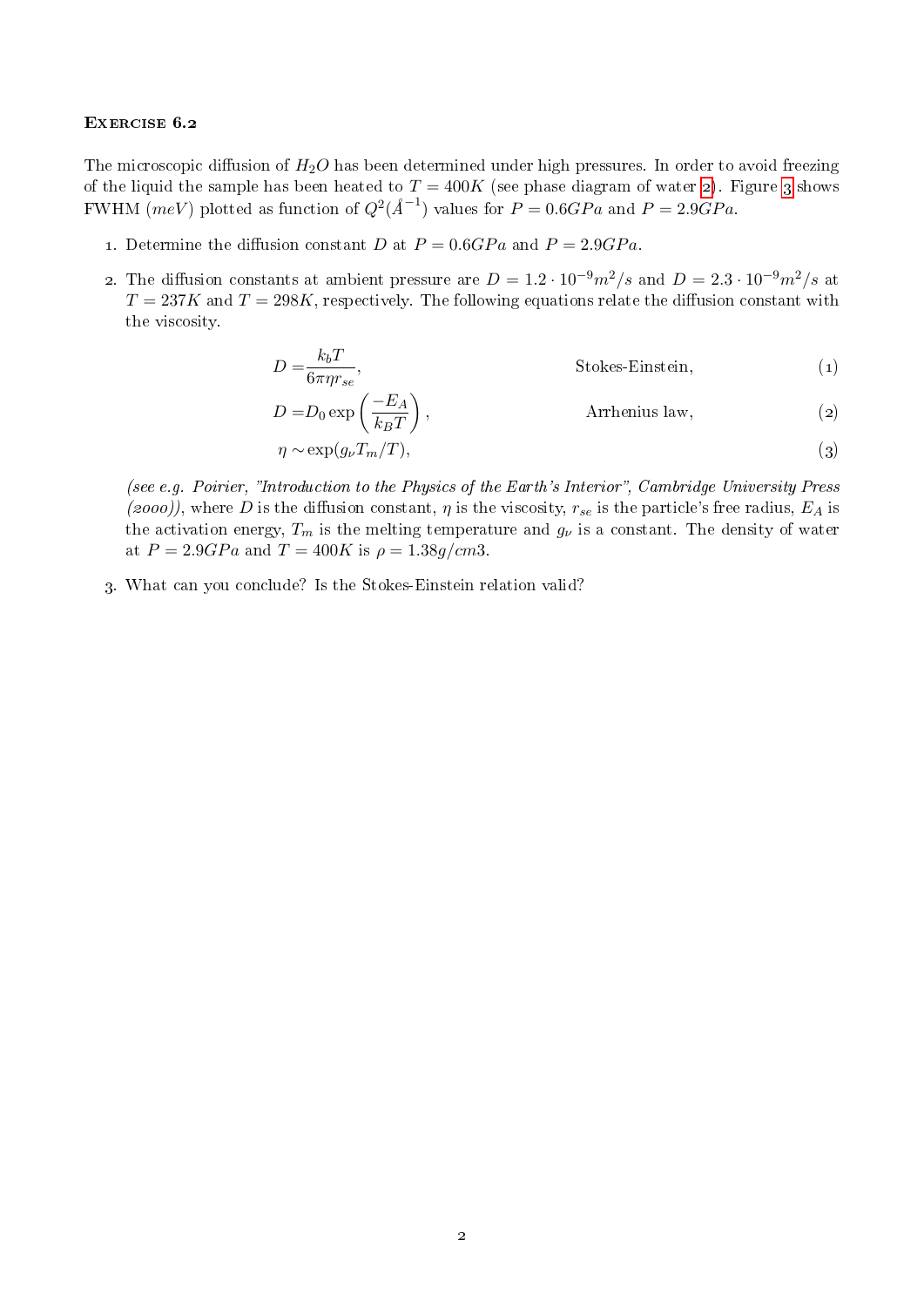### Exercise 6.2

The microscopic diffusion of $H_2O$ has been determined under high pressures. In order to avoid freezing of the liquid the sample has been heated to $T = 400K$ (see phase diagram of water 2). Figure 3 shows FWHM ($meV$) plotted as function of $Q^2(\AA^{-1})$ values for $P = 0.6GPa$ and $P = 2.9GPa$.

1. Determine the diffusion constant $D$ at $P = 0.6GPa$ and $P = 2.9GPa$.

2. The diffusion constants at ambient pressure are $D = 1.2 \cdot 10^{-9}m^2/s$ and $D = 2.3 \cdot 10^{-9}m^2/s$ at $T = 237K$ and $T = 298K$, respectively. The following equations relate the diffusion constant with the viscosity.

$$D = \frac{k_b T}{6\pi\eta r_{se}}, \qquad \text{Stokes-Einstein,} \tag{1}$$

$$D = D_0 \exp\left(\frac{-E_A}{k_B T}\right), \qquad \text{Arrhenius law,} \tag{2}$$

$$\eta \sim \exp(g_\nu T_m / T), \tag{3}$$

   *(see e.g. Poirier, "Introduction to the Physics of the Earth's Interior", Cambridge University Press (2000))*, where $D$ is the diffusion constant, $\eta$ is the viscosity, $r_{se}$ is the particle's free radius, $E_A$ is the activation energy, $T_m$ is the melting temperature and $g_\nu$ is a constant. The density of water at $P = 2.9GPa$ and $T = 400K$ is $\rho = 1.38 g/cm3$.

3. What can you conclude? Is the Stokes-Einstein relation valid?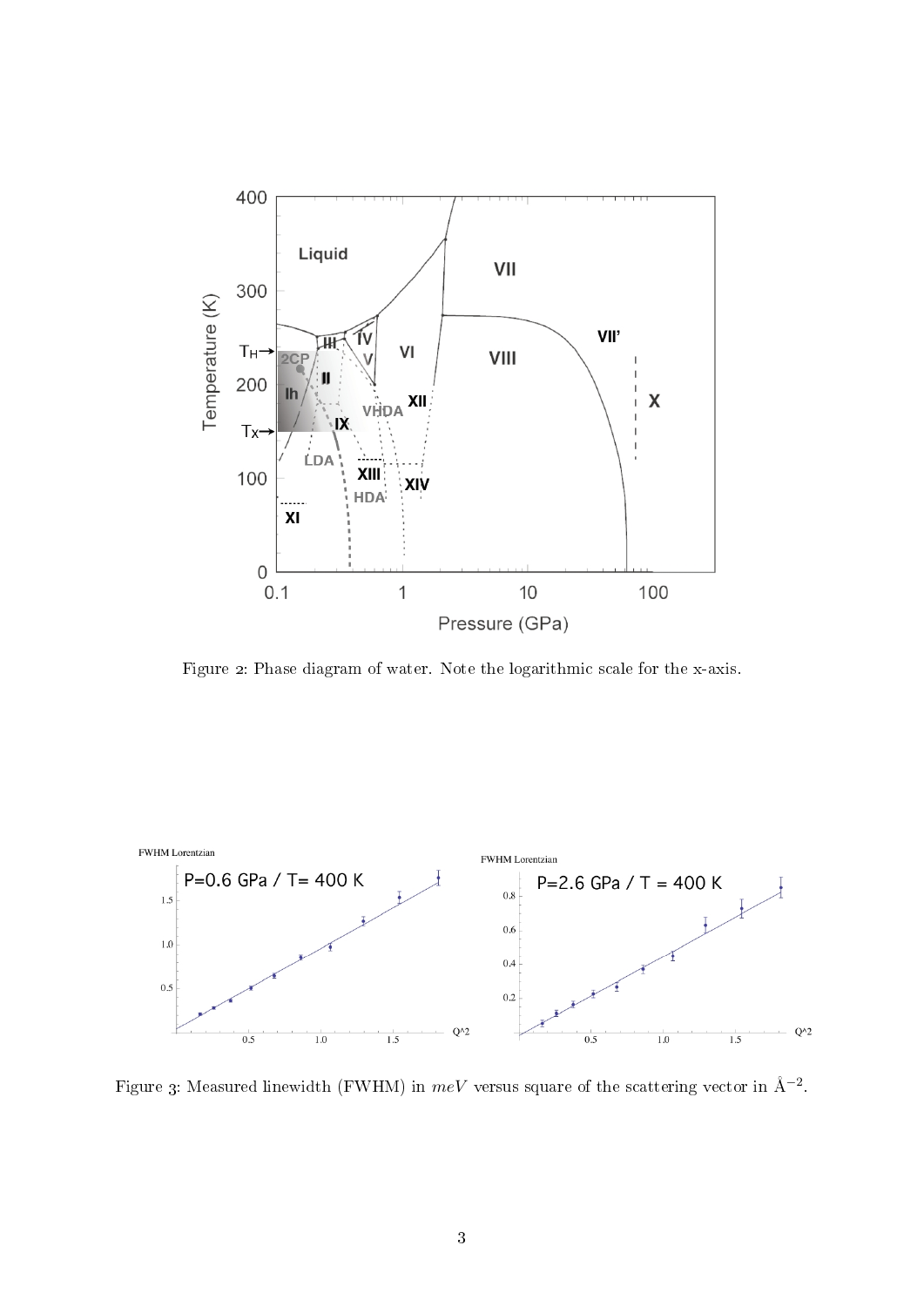400

Liquid

300

Temperature (K)

$T_H$

2CP

200

Ih

$T_X$

100

0

0.1

1

10

100

Pressure (GPa)

III

IV

V

VI

VII

VIII

VII'

X

II

XII

VHDA

IX

LDA

XIII

XIV

HDA

XI

Figure 2: Phase diagram of water. Note the logarithmic scale for the x-axis.

FWHM Lorentzian

P=0.6 GPa / T= 400 K

1.5

1.0

0.5

0.5

1.0

1.5

Q^2

FWHM Lorentzian

P=2.6 GPa / T = 400 K

0.8

0.6

0.4

0.2

0.5

1.0

1.5

Q^2

Figure 3: Measured linewidth (FWHM) in $meV$ versus square of the scattering vector in $\text{Å}^{-2}$.